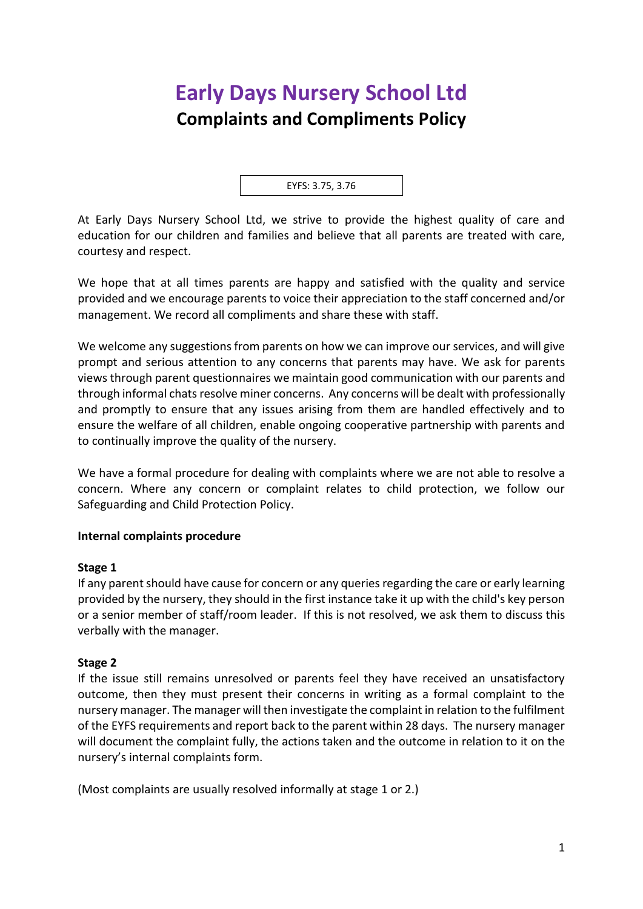# Early Days Nursery School Ltd

## Complaints and Compliments Policy

EYFS: 3.75, 3.76

At Early Days Nursery School Ltd, we strive to provide the highest quality of care and education for our children and families and believe that all parents are treated with care, courtesy and respect.

We hope that at all times parents are happy and satisfied with the quality and service provided and we encourage parents to voice their appreciation to the staff concerned and/or management. We record all compliments and share these with staff.

We welcome any suggestions from parents on how we can improve our services, and will give prompt and serious attention to any concerns that parents may have. We ask for parents views through parent questionnaires we maintain good communication with our parents and through informal chats resolve miner concerns. Any concerns will be dealt with professionally and promptly to ensure that any issues arising from them are handled effectively and to ensure the welfare of all children, enable ongoing cooperative partnership with parents and to continually improve the quality of the nursery.

We have a formal procedure for dealing with complaints where we are not able to resolve a concern. Where any concern or complaint relates to child protection, we follow our Safeguarding and Child Protection Policy.

**Internal complaints procedure**

**Stage 1**

If any parent should have cause for concern or any queries regarding the care or early learning provided by the nursery, they should in the first instance take it up with the child's key person or a senior member of staff/room leader. If this is not resolved, we ask them to discuss this verbally with the manager.

**Stage 2**

If the issue still remains unresolved or parents feel they have received an unsatisfactory outcome, then they must present their concerns in writing as a formal complaint to the nursery manager. The manager will then investigate the complaint in relation to the fulfilment of the EYFS requirements and report back to the parent within 28 days. The nursery manager will document the complaint fully, the actions taken and the outcome in relation to it on the nursery's internal complaints form.

(Most complaints are usually resolved informally at stage 1 or 2.)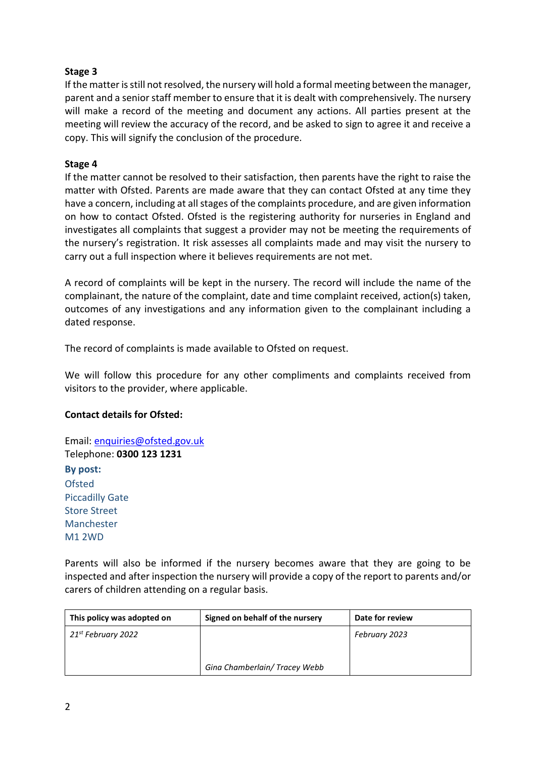**Stage 3**

If the matter is still not resolved, the nursery will hold a formal meeting between the manager, parent and a senior staff member to ensure that it is dealt with comprehensively. The nursery will make a record of the meeting and document any actions. All parties present at the meeting will review the accuracy of the record, and be asked to sign to agree it and receive a copy. This will signify the conclusion of the procedure.

**Stage 4**

If the matter cannot be resolved to their satisfaction, then parents have the right to raise the matter with Ofsted. Parents are made aware that they can contact Ofsted at any time they have a concern, including at all stages of the complaints procedure, and are given information on how to contact Ofsted. Ofsted is the registering authority for nurseries in England and investigates all complaints that suggest a provider may not be meeting the requirements of the nursery's registration. It risk assesses all complaints made and may visit the nursery to carry out a full inspection where it believes requirements are not met.

A record of complaints will be kept in the nursery. The record will include the name of the complainant, the nature of the complaint, date and time complaint received, action(s) taken, outcomes of any investigations and any information given to the complainant including a dated response.

The record of complaints is made available to Ofsted on request.

We will follow this procedure for any other compliments and complaints received from visitors to the provider, where applicable.

**Contact details for Ofsted:**

Email: enquiries@ofsted.gov.uk
Telephone: **0300 123 1231**

**By post:**
Ofsted
Piccadilly Gate
Store Street
Manchester
M1 2WD

Parents will also be informed if the nursery becomes aware that they are going to be inspected and after inspection the nursery will provide a copy of the report to parents and/or carers of children attending on a regular basis.

| **This policy was adopted on** | **Signed on behalf of the nursery** | **Date for review** |
|---|---|---|
| *21st February 2022* | *Gina Chamberlain/ Tracey Webb* | *February 2023* |